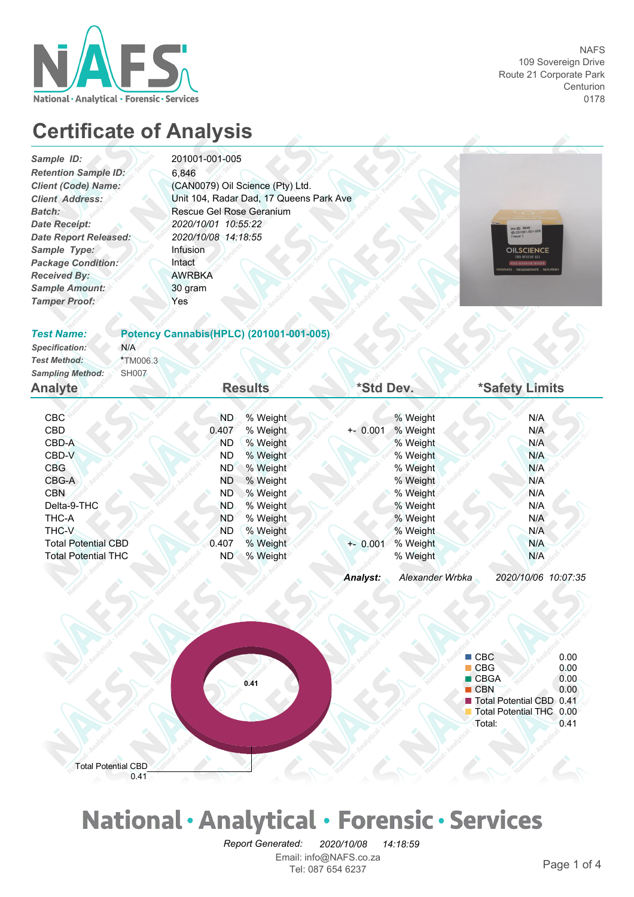NAFS
109 Sovereign Drive
Route 21 Corporate Park
Centurion
0178

# Certificate of Analysis

| | |
|---|---|
| ***Sample ID:*** | 201001-001-005 |
| ***Retention Sample ID:*** | 6,846 |
| ***Client (Code) Name:*** | (CAN0079) Oil Science (Pty) Ltd. |
| ***Client Address:*** | Unit 104, Radar Dad, 17 Queens Park Ave |
| ***Batch:*** | Rescue Gel Rose Geranium |
| ***Date Receipt:*** | *2020/10/01 10:55:22* |
| ***Date Report Released:*** | *2020/10/08 14:18:55* |
| ***Sample Type:*** | Infusion |
| ***Package Condition:*** | Intact |
| ***Received By:*** | AWRBKA |
| ***Sample Amount:*** | 30 gram |
| ***Tamper Proof:*** | Yes |

***Test Name:*** **Potency Cannabis(HPLC) (201001-001-005)**

***Specification:*** N/A
***Test Method:*** *TM006.3
***Sampling Method:*** SH007

| Analyte | Results | | *Std Dev. | | *Safety Limits |
|---|---|---|---|---|---|
| CBC | ND | % Weight | | % Weight | N/A |
| CBD | 0.407 | % Weight | +- 0.001 | % Weight | N/A |
| CBD-A | ND | % Weight | | % Weight | N/A |
| CBD-V | ND | % Weight | | % Weight | N/A |
| CBG | ND | % Weight | | % Weight | N/A |
| CBG-A | ND | % Weight | | % Weight | N/A |
| CBN | ND | % Weight | | % Weight | N/A |
| Delta-9-THC | ND | % Weight | | % Weight | N/A |
| THC-A | ND | % Weight | | % Weight | N/A |
| THC-V | ND | % Weight | | % Weight | N/A |
| Total Potential CBD | 0.407 | % Weight | +- 0.001 | % Weight | N/A |
| Total Potential THC | ND | % Weight | | % Weight | N/A |

***Analyst:*** *Alexander Wrbka* *2020/10/06 10:07:35*

| | |
|---|---|
| CBC | 0.00 |
| CBG | 0.00 |
| CBGA | 0.00 |
| CBN | 0.00 |
| Total Potential CBD | 0.41 |
| Total Potential THC | 0.00 |
| Total: | 0.41 |

Total Potential CBD 0.41

National · Analytical · Forensic · Services

*Report Generated:* *2020/10/08* *14:18:59*
Email: info@NAFS.co.za
Tel: 087 654 6237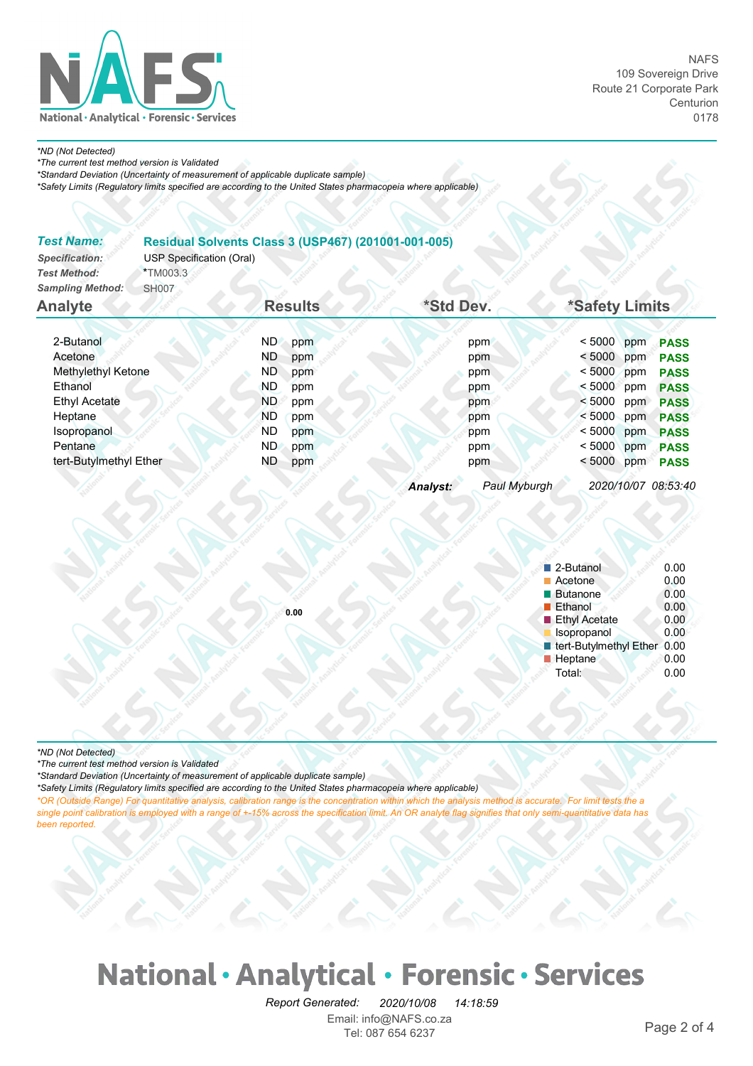*ND (Not Detected)*
*\*The current test method version is Validated*
*\*Standard Deviation (Uncertainty of measurement of applicable duplicate sample)*
*\*Safety Limits (Regulatory limits specified are according to the United States pharmacopeia where applicable)*

**Test Name:** **Residual Solvents Class 3 (USP467) (201001-001-005)**
**Specification:** USP Specification (Oral)
**Test Method:** *TM003.3
**Sampling Method:** SH007

| Analyte | Results | *Std Dev. | *Safety Limits | |
|---|---|---|---|---|
| 2-Butanol | ND ppm | ppm | < 5000 ppm | PASS |
| Acetone | ND ppm | ppm | < 5000 ppm | PASS |
| Methylethyl Ketone | ND ppm | ppm | < 5000 ppm | PASS |
| Ethanol | ND ppm | ppm | < 5000 ppm | PASS |
| Ethyl Acetate | ND ppm | ppm | < 5000 ppm | PASS |
| Heptane | ND ppm | ppm | < 5000 ppm | PASS |
| Isopropanol | ND ppm | ppm | < 5000 ppm | PASS |
| Pentane | ND ppm | ppm | < 5000 ppm | PASS |
| tert-Butylmethyl Ether | ND ppm | ppm | < 5000 ppm | PASS |

***Analyst:*** *Paul Myburgh* *2020/10/07 08:53:40*

0.00

| Analyte | Value |
|---|---|
| 2-Butanol | 0.00 |
| Acetone | 0.00 |
| Butanone | 0.00 |
| Ethanol | 0.00 |
| Ethyl Acetate | 0.00 |
| Isopropanol | 0.00 |
| tert-Butylmethyl Ether | 0.00 |
| Heptane | 0.00 |
| Total: | 0.00 |

*\*ND (Not Detected)*
*\*The current test method version is Validated*
*\*Standard Deviation (Uncertainty of measurement of applicable duplicate sample)*
*\*Safety Limits (Regulatory limits specified are according to the United States pharmacopeia where applicable)*
*\*OR (Outside Range) For quantitative analysis, calibration range is the concentration within which the analysis method is accurate. For limit tests the a single point calibration is employed with a range of +-15% across the specification limit. An OR analyte flag signifies that only semi-quantitative data has been reported.*

*Report Generated:* *2020/10/08* *14:18:59*
Email: info@NAFS.co.za
Tel: 087 654 6237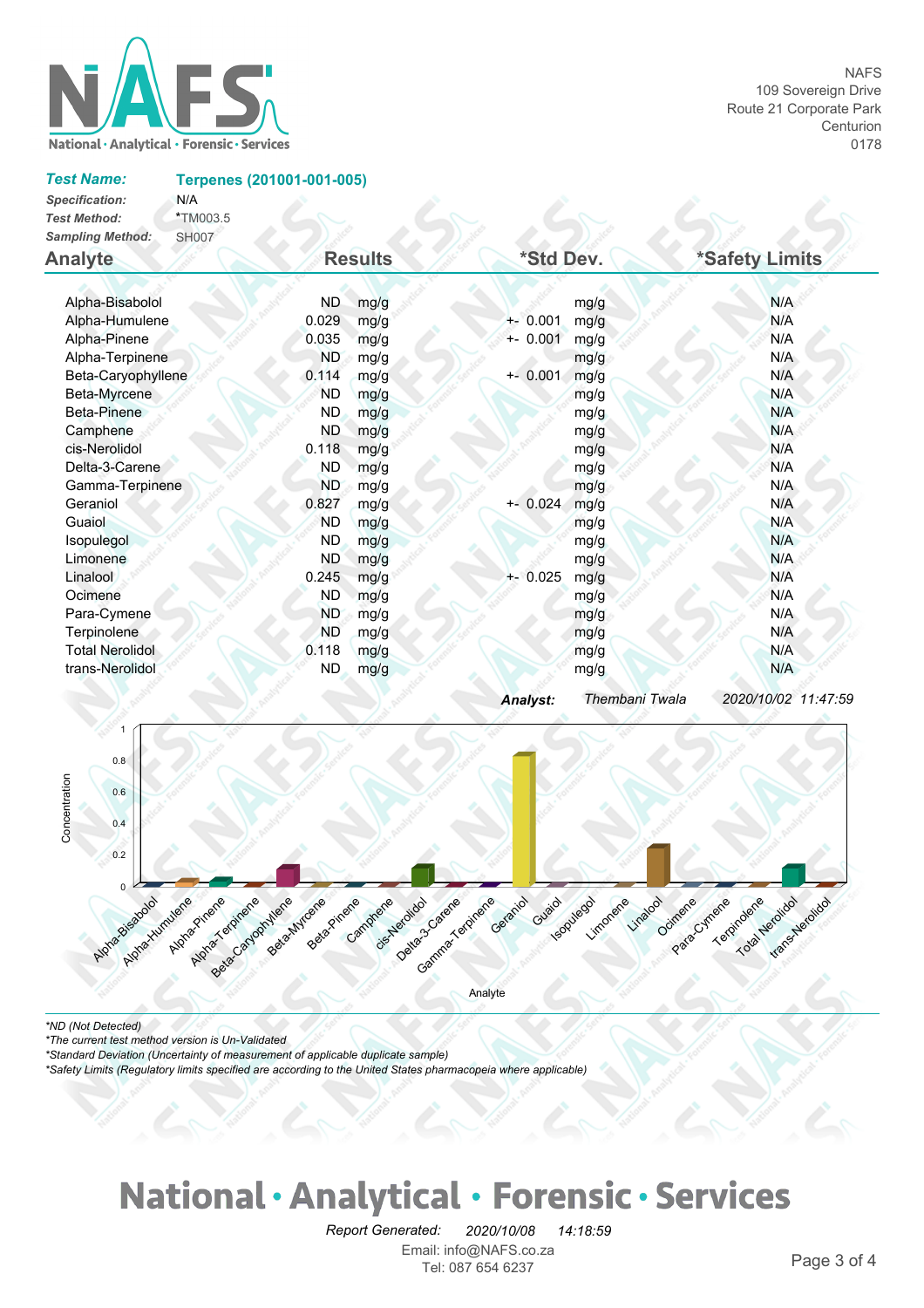NAFS
109 Sovereign Drive
Route 21 Corporate Park
Centurion
0178

***Test Name:*** **Terpenes (201001-001-005)**
***Specification:*** N/A
***Test Method:*** *TM003.5
***Sampling Method:*** SH007

| Analyte | Results | | *Std Dev. | | *Safety Limits |
|---|---|---|---|---|---|
| Alpha-Bisabolol | ND | mg/g | | mg/g | N/A |
| Alpha-Humulene | 0.029 | mg/g | +- 0.001 | mg/g | N/A |
| Alpha-Pinene | 0.035 | mg/g | +- 0.001 | mg/g | N/A |
| Alpha-Terpinene | ND | mg/g | | mg/g | N/A |
| Beta-Caryophyllene | 0.114 | mg/g | +- 0.001 | mg/g | N/A |
| Beta-Myrcene | ND | mg/g | | mg/g | N/A |
| Beta-Pinene | ND | mg/g | | mg/g | N/A |
| Camphene | ND | mg/g | | mg/g | N/A |
| cis-Nerolidol | 0.118 | mg/g | | mg/g | N/A |
| Delta-3-Carene | ND | mg/g | | mg/g | N/A |
| Gamma-Terpinene | ND | mg/g | | mg/g | N/A |
| Geraniol | 0.827 | mg/g | +- 0.024 | mg/g | N/A |
| Guaiol | ND | mg/g | | mg/g | N/A |
| Isopulegol | ND | mg/g | | mg/g | N/A |
| Limonene | ND | mg/g | | mg/g | N/A |
| Linalool | 0.245 | mg/g | +- 0.025 | mg/g | N/A |
| Ocimene | ND | mg/g | | mg/g | N/A |
| Para-Cymene | ND | mg/g | | mg/g | N/A |
| Terpinolene | ND | mg/g | | mg/g | N/A |
| Total Nerolidol | 0.118 | mg/g | | mg/g | N/A |
| trans-Nerolidol | ND | mg/g | | mg/g | N/A |

***Analyst:*** *Thembani Twala* *2020/10/02 11:47:59*

*ND (Not Detected)*
*The current test method version is Un-Validated*
*Standard Deviation (Uncertainty of measurement of applicable duplicate sample)*
*Safety Limits (Regulatory limits specified are according to the United States pharmacopeia where applicable)*

**National · Analytical · Forensic · Services**

*Report Generated:* *2020/10/08* *14:18:59*
Email: info@NAFS.co.za
Tel: 087 654 6237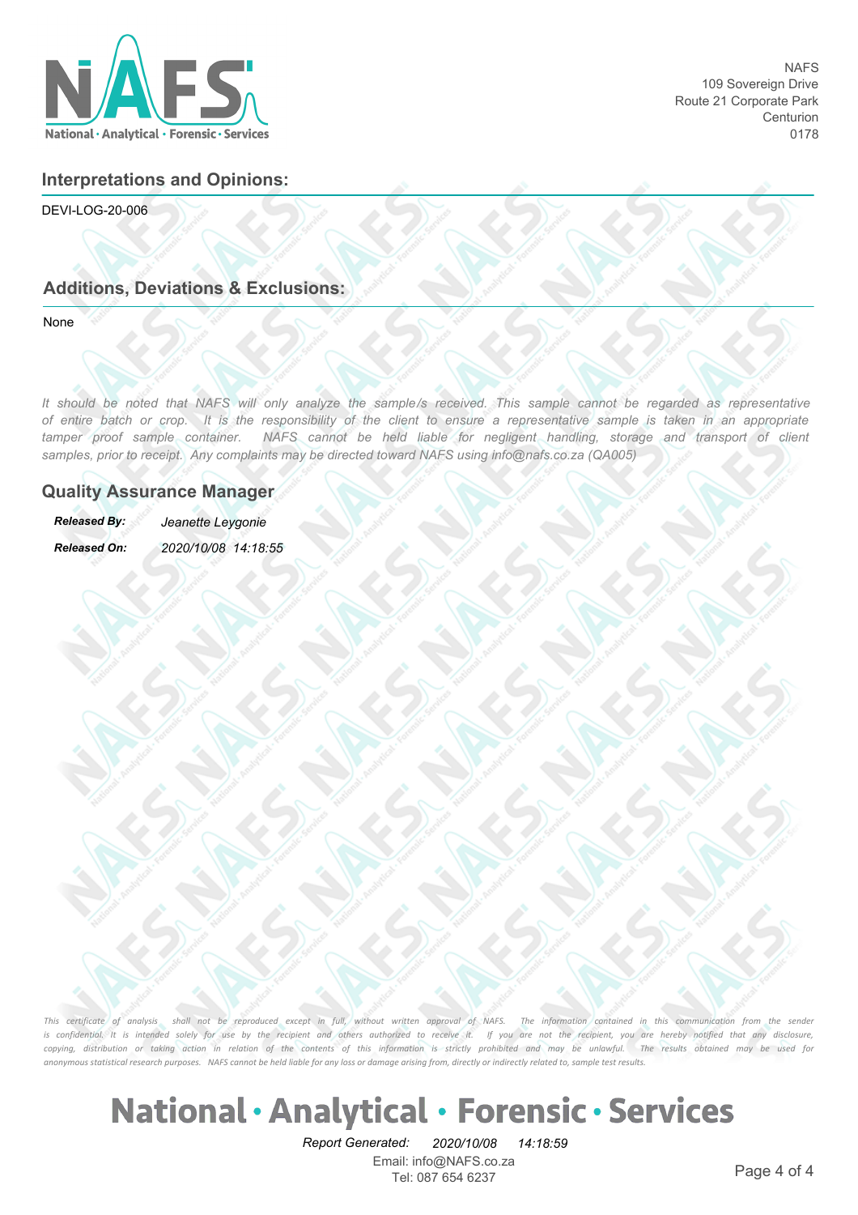## Interpretations and Opinions:

DEVI-LOG-20-006

## Additions, Deviations & Exclusions:

None

*It should be noted that NAFS will only analyze the sample/s received. This sample cannot be regarded as representative of entire batch or crop. It is the responsibility of the client to ensure a representative sample is taken in an appropriate tamper proof sample container. NAFS cannot be held liable for negligent handling, storage and transport of client samples, prior to receipt. Any complaints may be directed toward NAFS using info@nafs.co.za (QA005)*

## Quality Assurance Manager

***Released By:*** *Jeanette Leygonie*

***Released On:*** *2020/10/08 14:18:55*

*This certificate of analysis shall not be reproduced except in full, without written approval of NAFS. The information contained in this communication from the sender is confidential. It is intended solely for use by the recipient and others authorized to receive it. If you are not the recipient, you are hereby notified that any disclosure, copying, distribution or taking action in relation of the contents of this information is strictly prohibited and may be unlawful. The results obtained may be used for anonymous statistical research purposes. NAFS cannot be held liable for any loss or damage arising from, directly or indirectly related to, sample test results.*

*Report Generated:* *2020/10/08 14:18:59*

Email: info@NAFS.co.za

Tel: 087 654 6237